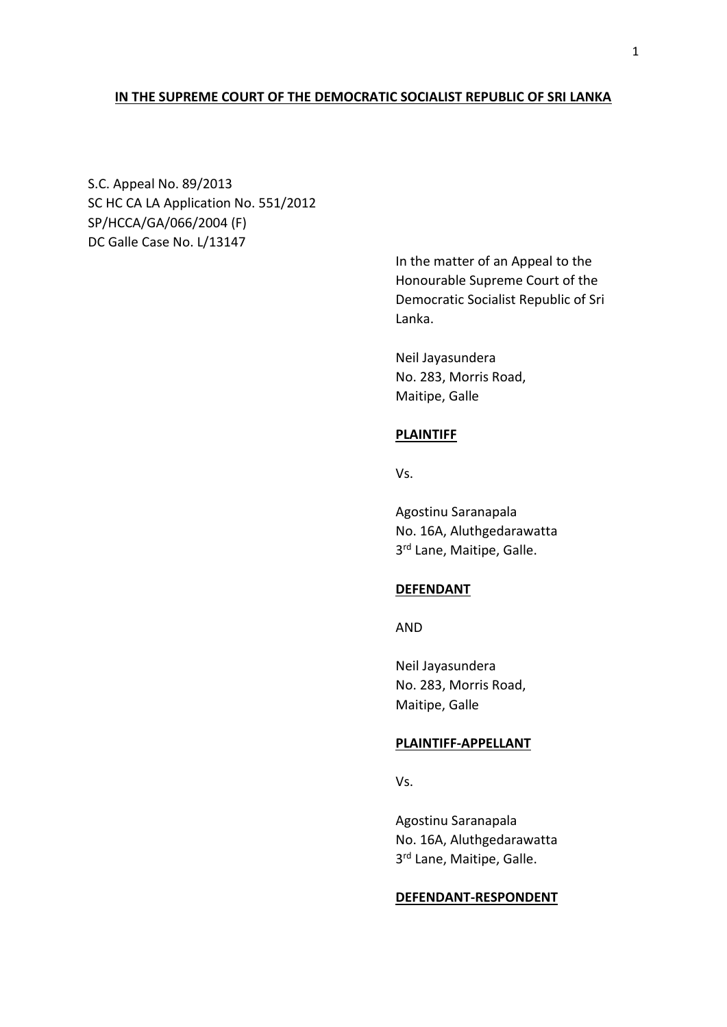**IN THE SUPREME COURT OF THE DEMOCRATIC SOCIALIST REPUBLIC OF SRI LANKA**

S.C. Appeal No. 89/2013
SC HC CA LA Application No. 551/2012
SP/HCCA/GA/066/2004 (F)
DC Galle Case No. L/13147

In the matter of an Appeal to the Honourable Supreme Court of the Democratic Socialist Republic of Sri Lanka.

Neil Jayasundera
No. 283, Morris Road,
Maitipe, Galle

**PLAINTIFF**

Vs.

Agostinu Saranapala
No. 16A, Aluthgedarawatta
3rd Lane, Maitipe, Galle.

**DEFENDANT**

AND

Neil Jayasundera
No. 283, Morris Road,
Maitipe, Galle

**PLAINTIFF-APPELLANT**

Vs.

Agostinu Saranapala
No. 16A, Aluthgedarawatta
3rd Lane, Maitipe, Galle.

**DEFENDANT-RESPONDENT**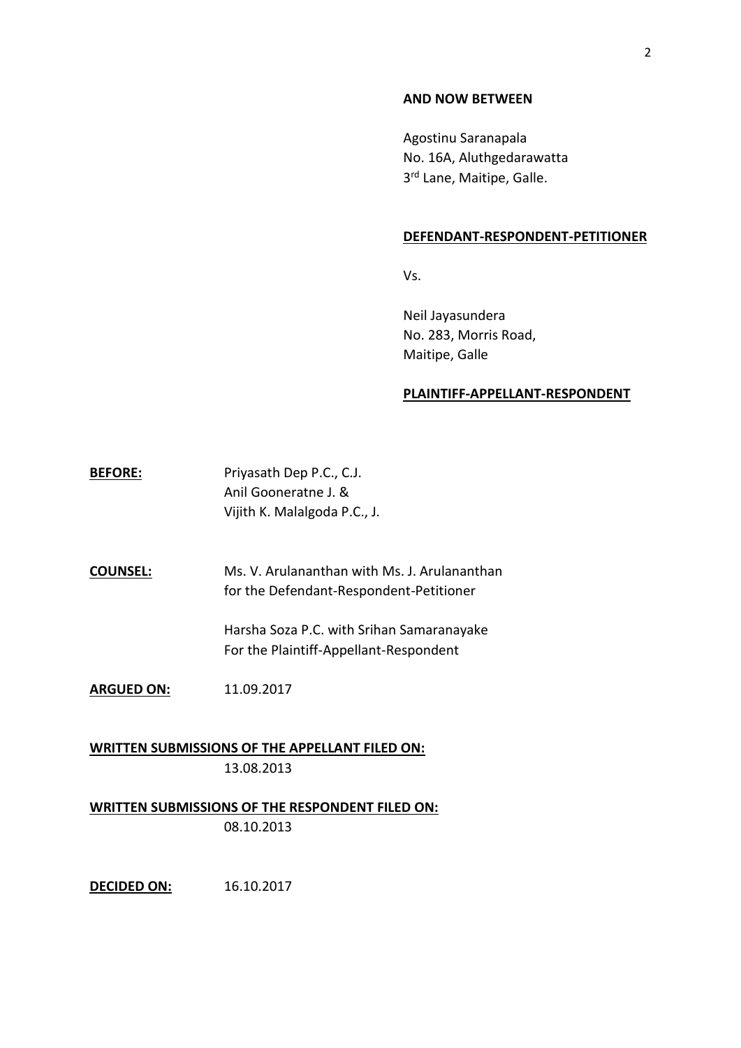**AND NOW BETWEEN**

Agostinu Saranapala
No. 16A, Aluthgedarawatta
3rd Lane, Maitipe, Galle.

**DEFENDANT-RESPONDENT-PETITIONER**

Vs.

Neil Jayasundera
No. 283, Morris Road,
Maitipe, Galle

**PLAINTIFF-APPELLANT-RESPONDENT**

**BEFORE:** Priyasath Dep P.C., C.J.
Anil Gooneratne J. &
Vijith K. Malalgoda P.C., J.

**COUNSEL:** Ms. V. Arulananthan with Ms. J. Arulananthan
for the Defendant-Respondent-Petitioner

Harsha Soza P.C. with Srihan Samaranayake
For the Plaintiff-Appellant-Respondent

**ARGUED ON:** 11.09.2017

**WRITTEN SUBMISSIONS OF THE APPELLANT FILED ON:**
13.08.2013

**WRITTEN SUBMISSIONS OF THE RESPONDENT FILED ON:**
08.10.2013

**DECIDED ON:** 16.10.2017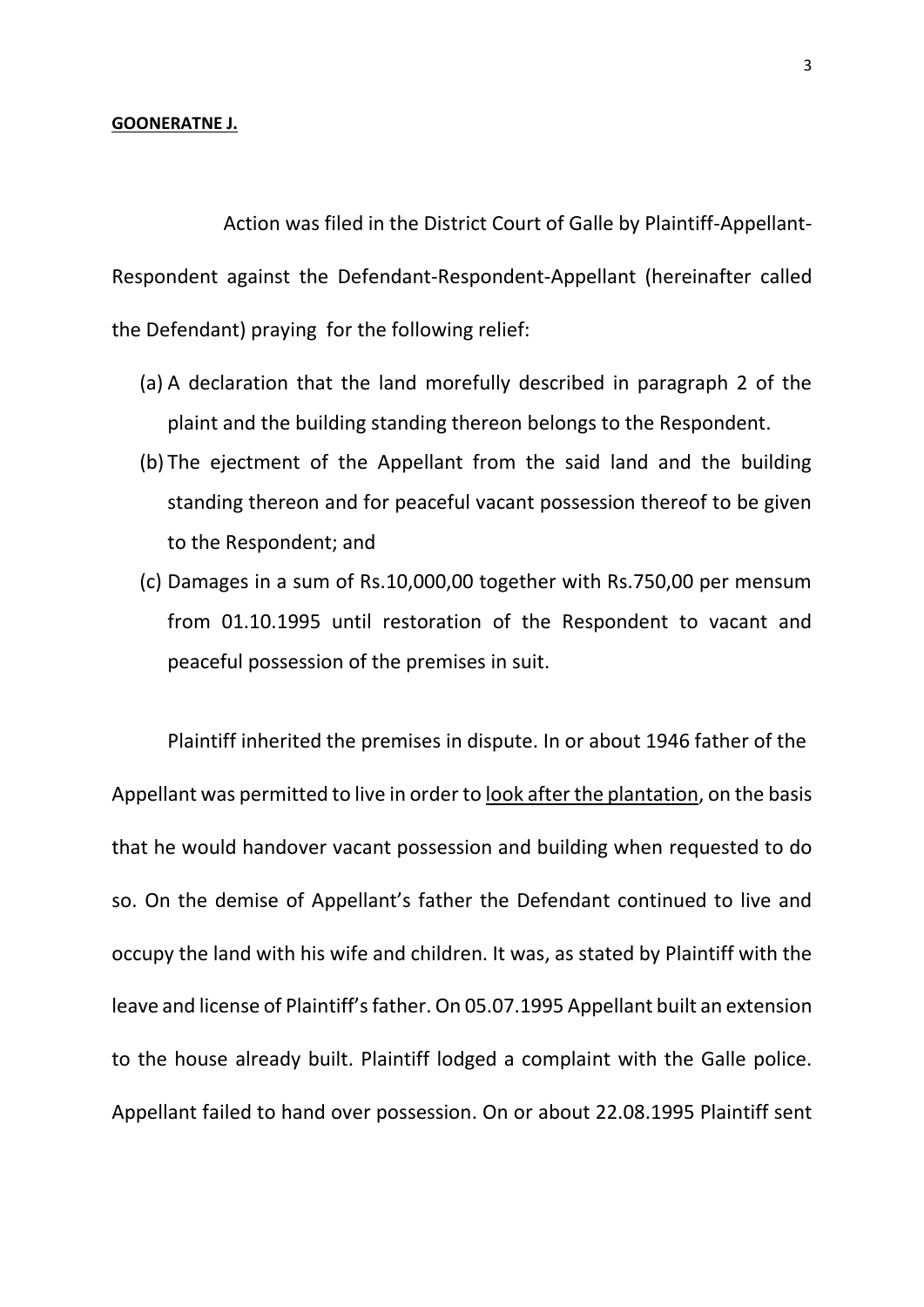**GOONERATNE J.**

Action was filed in the District Court of Galle by Plaintiff-Appellant-Respondent against the Defendant-Respondent-Appellant (hereinafter called the Defendant) praying for the following relief:

(a) A declaration that the land morefully described in paragraph 2 of the plaint and the building standing thereon belongs to the Respondent.

(b) The ejectment of the Appellant from the said land and the building standing thereon and for peaceful vacant possession thereof to be given to the Respondent; and

(c) Damages in a sum of Rs.10,000,00 together with Rs.750,00 per mensum from 01.10.1995 until restoration of the Respondent to vacant and peaceful possession of the premises in suit.

Plaintiff inherited the premises in dispute. In or about 1946 father of the Appellant was permitted to live in order to <u>look after the plantation</u>, on the basis that he would handover vacant possession and building when requested to do so. On the demise of Appellant's father the Defendant continued to live and occupy the land with his wife and children. It was, as stated by Plaintiff with the leave and license of Plaintiff's father. On 05.07.1995 Appellant built an extension to the house already built. Plaintiff lodged a complaint with the Galle police. Appellant failed to hand over possession. On or about 22.08.1995 Plaintiff sent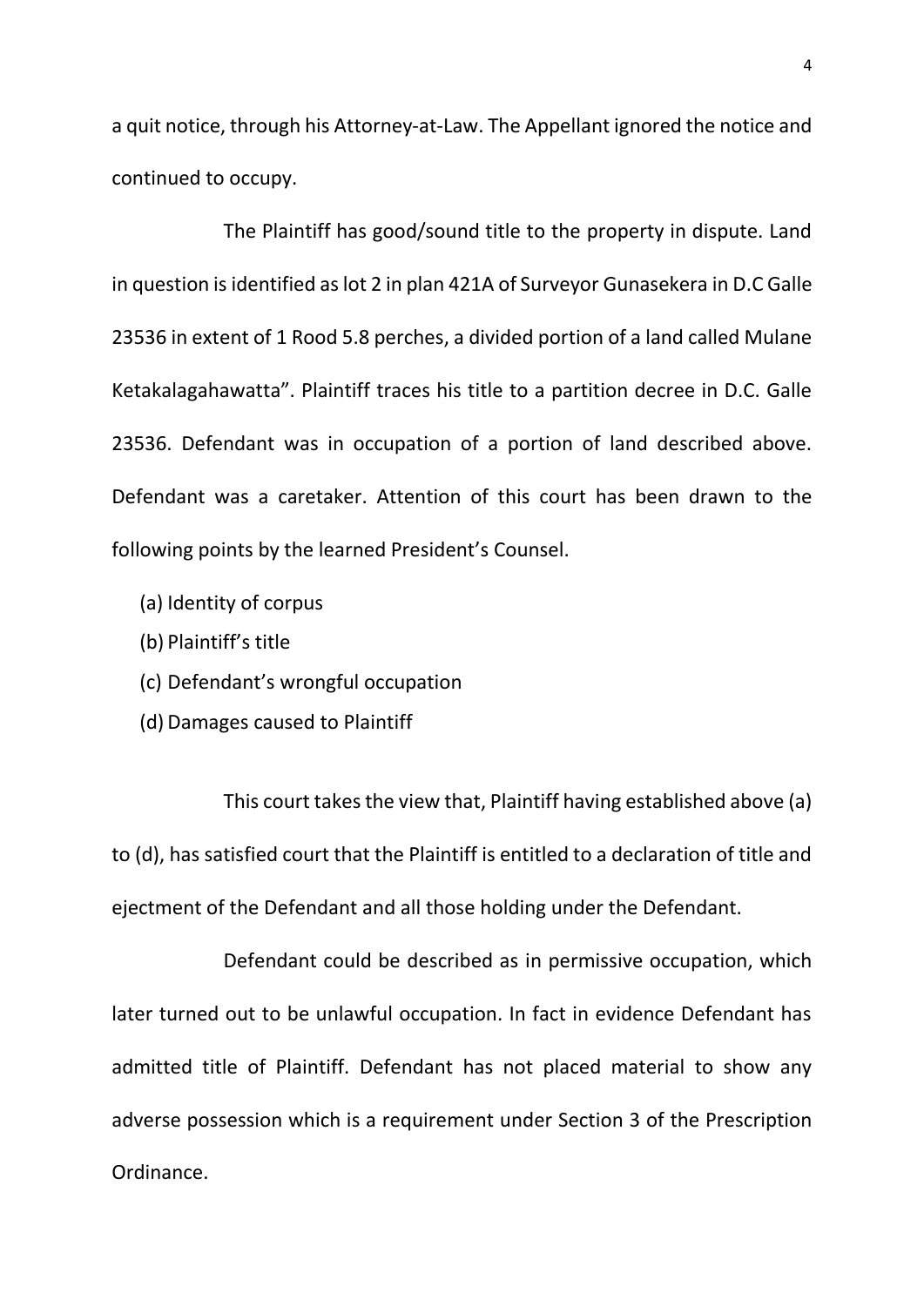a quit notice, through his Attorney-at-Law. The Appellant ignored the notice and continued to occupy.

The Plaintiff has good/sound title to the property in dispute. Land in question is identified as lot 2 in plan 421A of Surveyor Gunasekera in D.C Galle 23536 in extent of 1 Rood 5.8 perches, a divided portion of a land called Mulane Ketakalagahawatta". Plaintiff traces his title to a partition decree in D.C. Galle 23536. Defendant was in occupation of a portion of land described above. Defendant was a caretaker. Attention of this court has been drawn to the following points by the learned President's Counsel.

(a) Identity of corpus
(b) Plaintiff's title
(c) Defendant's wrongful occupation
(d) Damages caused to Plaintiff

This court takes the view that, Plaintiff having established above (a) to (d), has satisfied court that the Plaintiff is entitled to a declaration of title and ejectment of the Defendant and all those holding under the Defendant.

Defendant could be described as in permissive occupation, which later turned out to be unlawful occupation. In fact in evidence Defendant has admitted title of Plaintiff. Defendant has not placed material to show any adverse possession which is a requirement under Section 3 of the Prescription Ordinance.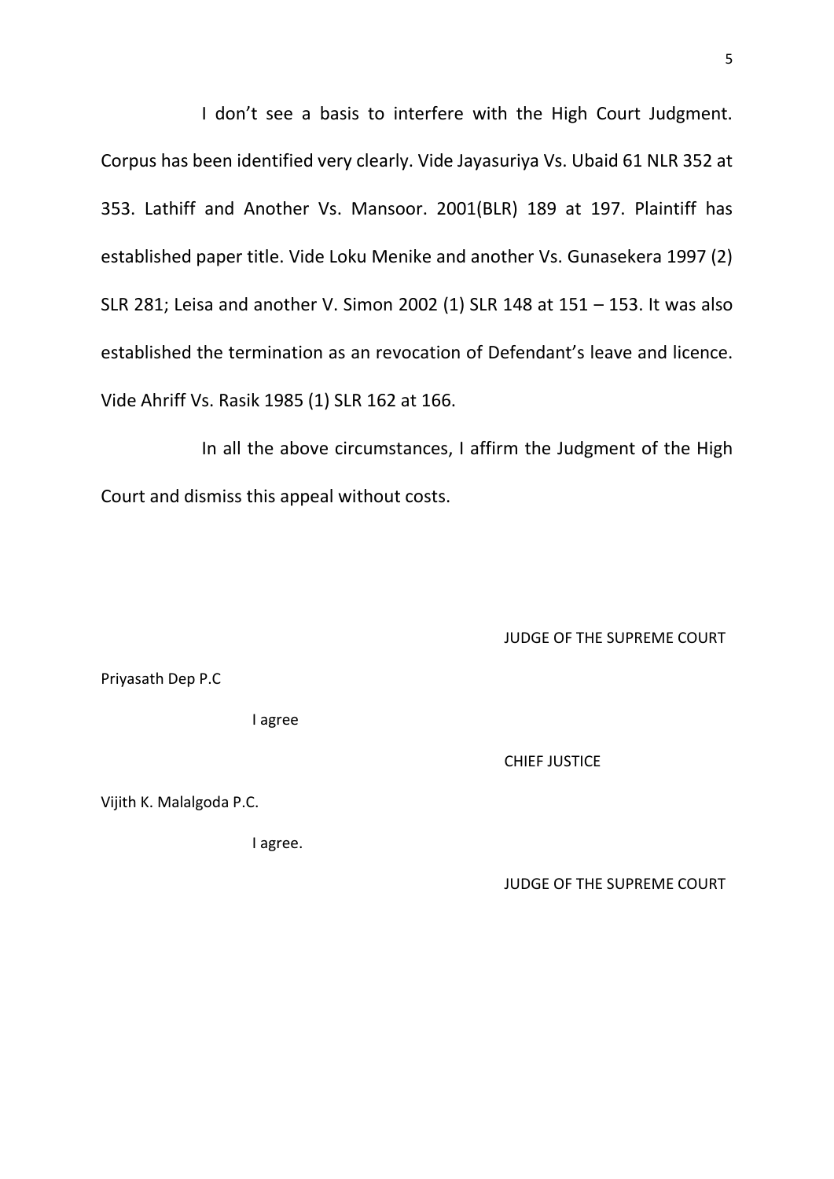I don't see a basis to interfere with the High Court Judgment. Corpus has been identified very clearly. Vide Jayasuriya Vs. Ubaid 61 NLR 352 at 353. Lathiff and Another Vs. Mansoor. 2001(BLR) 189 at 197. Plaintiff has established paper title. Vide Loku Menike and another Vs. Gunasekera 1997 (2) SLR 281; Leisa and another V. Simon 2002 (1) SLR 148 at 151 – 153. It was also established the termination as an revocation of Defendant's leave and licence. Vide Ahriff Vs. Rasik 1985 (1) SLR 162 at 166.

In all the above circumstances, I affirm the Judgment of the High Court and dismiss this appeal without costs.

JUDGE OF THE SUPREME COURT

Priyasath Dep P.C

I agree

CHIEF JUSTICE

Vijith K. Malalgoda P.C.

I agree.

JUDGE OF THE SUPREME COURT